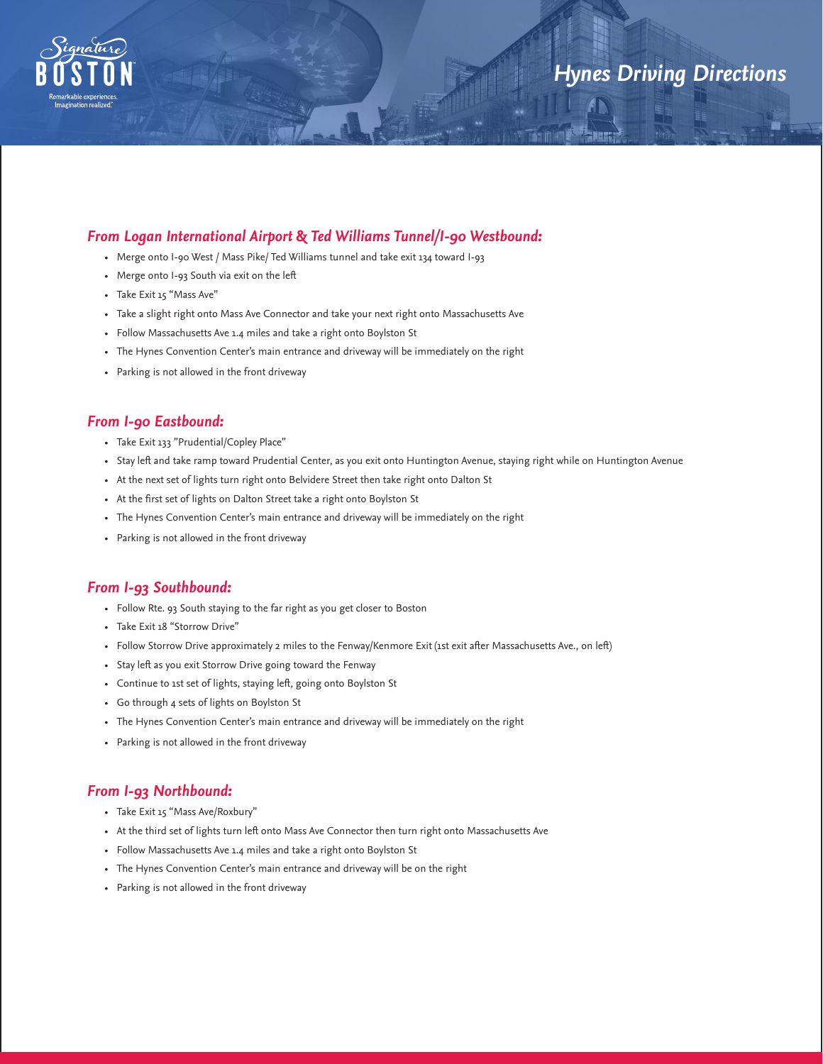# Hynes Driving Directions

## From Logan International Airport & Ted Williams Tunnel/I-90 Westbound:

- Merge onto I-90 West / Mass Pike/ Ted Williams tunnel and take exit 134 toward I-93
- Merge onto I-93 South via exit on the left
- Take Exit 15 "Mass Ave"
- Take a slight right onto Mass Ave Connector and take your next right onto Massachusetts Ave
- Follow Massachusetts Ave 1.4 miles and take a right onto Boylston St
- The Hynes Convention Center's main entrance and driveway will be immediately on the right
- Parking is not allowed in the front driveway

## From I-90 Eastbound:

- Take Exit 133 "Prudential/Copley Place"
- Stay left and take ramp toward Prudential Center, as you exit onto Huntington Avenue, staying right while on Huntington Avenue
- At the next set of lights turn right onto Belvidere Street then take right onto Dalton St
- At the first set of lights on Dalton Street take a right onto Boylston St
- The Hynes Convention Center's main entrance and driveway will be immediately on the right
- Parking is not allowed in the front driveway

## From I-93 Southbound:

- Follow Rte. 93 South staying to the far right as you get closer to Boston
- Take Exit 18 "Storrow Drive"
- Follow Storrow Drive approximately 2 miles to the Fenway/Kenmore Exit (1st exit after Massachusetts Ave., on left)
- Stay left as you exit Storrow Drive going toward the Fenway
- Continue to 1st set of lights, staying left, going onto Boylston St
- Go through 4 sets of lights on Boylston St
- The Hynes Convention Center's main entrance and driveway will be immediately on the right
- Parking is not allowed in the front driveway

## From I-93 Northbound:

- Take Exit 15 "Mass Ave/Roxbury"
- At the third set of lights turn left onto Mass Ave Connector then turn right onto Massachusetts Ave
- Follow Massachusetts Ave 1.4 miles and take a right onto Boylston St
- The Hynes Convention Center's main entrance and driveway will be on the right
- Parking is not allowed in the front driveway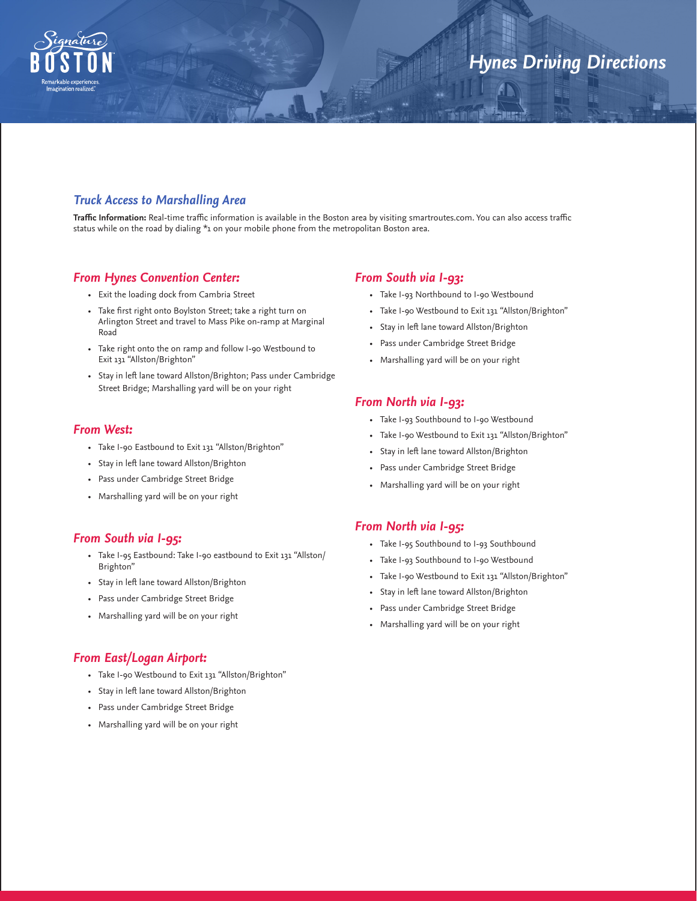# Hynes Driving Directions

## Truck Access to Marshalling Area

**Traffic Information:** Real-time traffic information is available in the Boston area by visiting smartroutes.com. You can also access traffic status while on the road by dialing *1 on your mobile phone from the metropolitan Boston area.

### From Hynes Convention Center:

- Exit the loading dock from Cambria Street
- Take first right onto Boylston Street; take a right turn on Arlington Street and travel to Mass Pike on-ramp at Marginal Road
- Take right onto the on ramp and follow I-90 Westbound to Exit 131 "Allston/Brighton"
- Stay in left lane toward Allston/Brighton; Pass under Cambridge Street Bridge; Marshalling yard will be on your right

### From West:

- Take I-90 Eastbound to Exit 131 "Allston/Brighton"
- Stay in left lane toward Allston/Brighton
- Pass under Cambridge Street Bridge
- Marshalling yard will be on your right

### From South via I-95:

- Take I-95 Eastbound: Take I-90 eastbound to Exit 131 "Allston/ Brighton"
- Stay in left lane toward Allston/Brighton
- Pass under Cambridge Street Bridge
- Marshalling yard will be on your right

### From East/Logan Airport:

- Take I-90 Westbound to Exit 131 "Allston/Brighton"
- Stay in left lane toward Allston/Brighton
- Pass under Cambridge Street Bridge
- Marshalling yard will be on your right

### From South via I-93:

- Take I-93 Northbound to I-90 Westbound
- Take I-90 Westbound to Exit 131 "Allston/Brighton"
- Stay in left lane toward Allston/Brighton
- Pass under Cambridge Street Bridge
- Marshalling yard will be on your right

### From North via I-93:

- Take I-93 Southbound to I-90 Westbound
- Take I-90 Westbound to Exit 131 "Allston/Brighton"
- Stay in left lane toward Allston/Brighton
- Pass under Cambridge Street Bridge
- Marshalling yard will be on your right

### From North via I-95:

- Take I-95 Southbound to I-93 Southbound
- Take I-93 Southbound to I-90 Westbound
- Take I-90 Westbound to Exit 131 "Allston/Brighton"
- Stay in left lane toward Allston/Brighton
- Pass under Cambridge Street Bridge
- Marshalling yard will be on your right